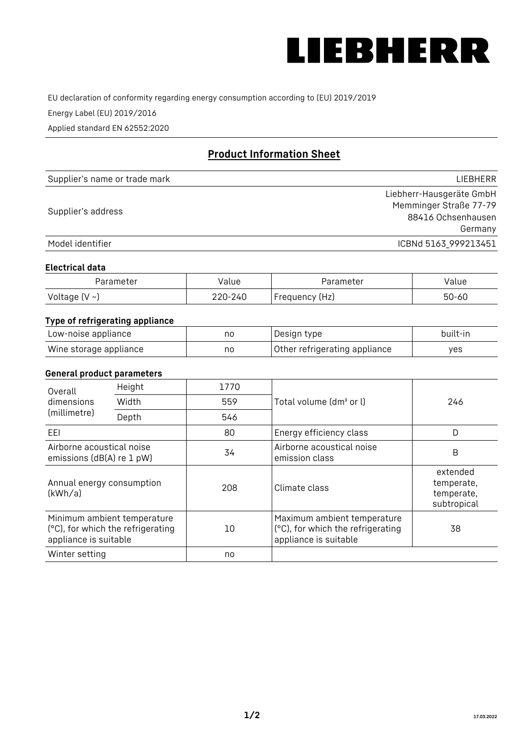LIEBHERR

EU declaration of conformity regarding energy consumption according to (EU) 2019/2019

Energy Label (EU) 2019/2016

Applied standard EN 62552:2020

## Product Information Sheet

| Supplier's name or trade mark | LIEBHERR |
|---|---|
| Supplier's address | Liebherr-Hausgeräte GmbH<br>Memminger Straße 77-79<br>88416 Ochsenhausen<br>Germany |
| Model identifier | ICBNd 5163_999213451 |

### Electrical data

| Parameter | Value | Parameter | Value |
|---|---|---|---|
| Voltage (V ~) | 220-240 | Frequency (Hz) | 50-60 |

### Type of refrigerating appliance

| Low-noise appliance | no | Design type | built-in |
|---|---|---|---|
| Wine storage appliance | no | Other refrigerating appliance | yes |

### General product parameters

| Overall dimensions (millimetre) | Height | 1770 | Total volume (dm³ or l) | 246 |
|---|---|---|---|---|
| | Width | 559 | | |
| | Depth | 546 | | |
| EEI | | 80 | Energy efficiency class | D |
| Airborne acoustical noise emissions (dB(A) re 1 pW) | | 34 | Airborne acoustical noise emission class | B |
| Annual energy consumption (kWh/a) | | 208 | Climate class | extended temperate, temperate, subtropical |
| Minimum ambient temperature (°C), for which the refrigerating appliance is suitable | | 10 | Maximum ambient temperature (°C), for which the refrigerating appliance is suitable | 38 |
| Winter setting | | no | | |

17.03.2022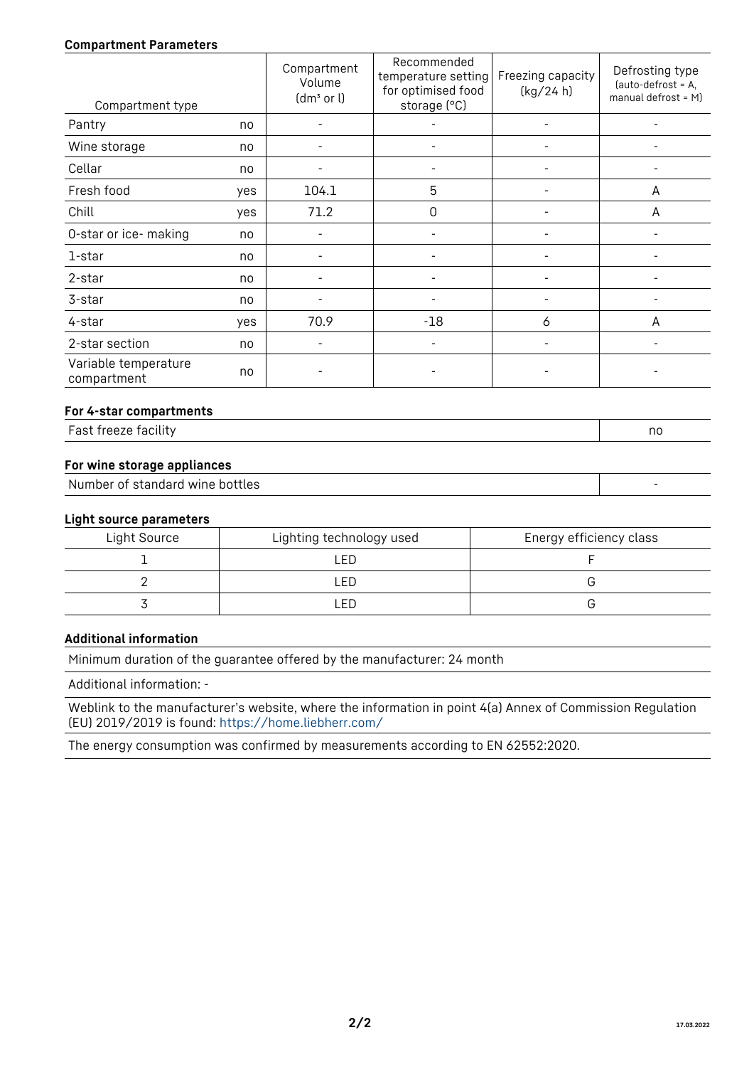**Compartment Parameters**

| Compartment type | | Compartment Volume (dm³ or l) | Recommended temperature setting for optimised food storage (°C) | Freezing capacity (kg/24 h) | Defrosting type (auto-defrost = A, manual defrost = M) |
|---|---|---|---|---|---|
| Pantry | no | - | - | - | - |
| Wine storage | no | - | - | - | - |
| Cellar | no | - | - | - | - |
| Fresh food | yes | 104.1 | 5 | - | A |
| Chill | yes | 71.2 | 0 | - | A |
| 0-star or ice- making | no | - | - | - | - |
| 1-star | no | - | - | - | - |
| 2-star | no | - | - | - | - |
| 3-star | no | - | - | - | - |
| 4-star | yes | 70.9 | -18 | 6 | A |
| 2-star section | no | - | - | - | - |
| Variable temperature compartment | no | - | - | - | - |

**For 4-star compartments**

| | |
|---|---|
| Fast freeze facility | no |

**For wine storage appliances**

| | |
|---|---|
| Number of standard wine bottles | - |

**Light source parameters**

| Light Source | Lighting technology used | Energy efficiency class |
|---|---|---|
| 1 | LED | F |
| 2 | LED | G |
| 3 | LED | G |

**Additional information**

Minimum duration of the guarantee offered by the manufacturer: 24 month

Additional information: -

Weblink to the manufacturer's website, where the information in point 4(a) Annex of Commission Regulation (EU) 2019/2019 is found: https://home.liebherr.com/

The energy consumption was confirmed by measurements according to EN 62552:2020.

17.03.2022